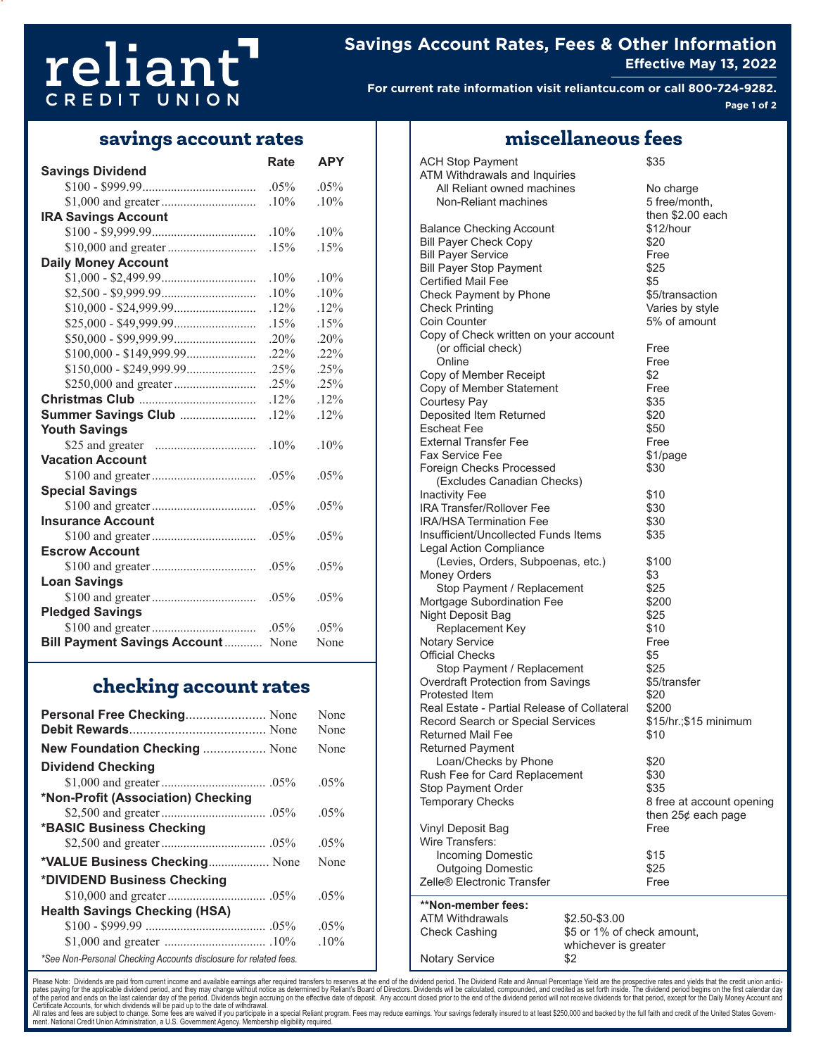# reliant CREDIT UNION

## Savings Account Rates, Fees & Other Information

**Effective May 13, 2022**

**For current rate information visit reliantcu.com or call 800-724-9282.**

## savings account rates

| | Rate | APY |
|---|---|---|
| **Savings Dividend** | | |
| $100 - $999.99 | .05% | .05% |
| $1,000 and greater | .10% | .10% |
| **IRA Savings Account** | | |
| $100 - $9,999.99 | .10% | .10% |
| $10,000 and greater | .15% | .15% |
| **Daily Money Account** | | |
| $1,000 - $2,499.99 | .10% | .10% |
| $2,500 - $9,999.99 | .10% | .10% |
| $10,000 - $24,999.99 | .12% | .12% |
| $25,000 - $49,999.99 | .15% | .15% |
| $50,000 - $99,999.99 | .20% | .20% |
| $100,000 - $149,999.99 | .22% | .22% |
| $150,000 - $249,999.99 | .25% | .25% |
| $250,000 and greater | .25% | .25% |
| **Christmas Club** | .12% | .12% |
| **Summer Savings Club** | .12% | .12% |
| **Youth Savings** | | |
| $25 and greater | .10% | .10% |
| **Vacation Account** | | |
| $100 and greater | .05% | .05% |
| **Special Savings** | | |
| $100 and greater | .05% | .05% |
| **Insurance Account** | | |
| $100 and greater | .05% | .05% |
| **Escrow Account** | | |
| $100 and greater | .05% | .05% |
| **Loan Savings** | | |
| $100 and greater | .05% | .05% |
| **Pledged Savings** | | |
| $100 and greater | .05% | .05% |
| **Bill Payment Savings Account** | None | None |

## checking account rates

| | Rate | APY |
|---|---|---|
| **Personal Free Checking** | None | None |
| **Debit Rewards** | None | None |
| **New Foundation Checking** | None | None |
| **Dividend Checking** | | |
| $1,000 and greater | .05% | .05% |
| **\*Non-Profit (Association) Checking** | | |
| $2,500 and greater | .05% | .05% |
| **\*BASIC Business Checking** | | |
| $2,500 and greater | .05% | .05% |
| **\*VALUE Business Checking** | None | None |
| **\*DIVIDEND Business Checking** | | |
| $10,000 and greater | .05% | .05% |
| **Health Savings Checking (HSA)** | | |
| $100 - $999.99 | .05% | .05% |
| $1,000 and greater | .10% | .10% |

*\*See Non-Personal Checking Accounts disclosure for related fees.*

## miscellaneous fees

| Service | Fee |
|---|---|
| ACH Stop Payment | $35 |
| ATM Withdrawals and Inquiries | |
| All Reliant owned machines | No charge |
| Non-Reliant machines | 5 free/month, then $2.00 each |
| Balance Checking Account | $12/hour |
| Bill Payer Check Copy | $20 |
| Bill Payer Service | Free |
| Bill Payer Stop Payment | $25 |
| Certified Mail Fee | $5 |
| Check Payment by Phone | $5/transaction |
| Check Printing | Varies by style |
| Coin Counter | 5% of amount |
| Copy of Check written on your account | |
| (or official check) | Free |
| Online | Free |
| Copy of Member Receipt | $2 |
| Copy of Member Statement | Free |
| Courtesy Pay | $35 |
| Deposited Item Returned | $20 |
| Escheat Fee | $50 |
| External Transfer Fee | Free |
| Fax Service Fee | $1/page |
| Foreign Checks Processed (Excludes Canadian Checks) | $30 |
| Inactivity Fee | $10 |
| IRA Transfer/Rollover Fee | $30 |
| IRA/HSA Termination Fee | $30 |
| Insufficient/Uncollected Funds Items | $35 |
| Legal Action Compliance | |
| (Levies, Orders, Subpoenas, etc.) | $100 |
| Money Orders | $3 |
| Stop Payment / Replacement | $25 |
| Mortgage Subordination Fee | $200 |
| Night Deposit Bag | $25 |
| Replacement Key | $10 |
| Notary Service | Free |
| Official Checks | $5 |
| Stop Payment / Replacement | $25 |
| Overdraft Protection from Savings | $5/transfer |
| Protested Item | $20 |
| Real Estate - Partial Release of Collateral | $200 |
| Record Search or Special Services | $15/hr.;$15 minimum |
| Returned Mail Fee | $10 |
| Returned Payment | |
| Loan/Checks by Phone | $20 |
| Rush Fee for Card Replacement | $30 |
| Stop Payment Order | $35 |
| Temporary Checks | 8 free at account opening then 25¢ each page |
| Vinyl Deposit Bag | Free |
| Wire Transfers: | |
| Incoming Domestic | $15 |
| Outgoing Domestic | $25 |
| Zelle® Electronic Transfer | Free |

**\*\*Non-member fees:**

| Service | Fee |
|---|---|
| ATM Withdrawals | $2.50-$3.00 |
| Check Cashing | $5 or 1% of check amount, whichever is greater |
| Notary Service | $2 |

Please Note: Dividends are paid from current income and available earnings after required transfers to reserves at the end of the dividend period. The Dividend Rate and Annual Percentage Yield are the prospective rates and yields that the credit union anticipates paying for the applicable dividend period, and they may change without notice as determined by Reliant's Board of Directors. Dividends will be calculated, compounded, and credited as set forth inside. The dividend period begins on the first calendar day of the period and ends on the last calendar day of the period. Dividends begin accruing on the effective date of deposit. Any account closed prior to the end of the dividend period will not receive dividends for that period, except for the Daily Money Account and Certificate Accounts, for which dividends will be paid up to the date of withdrawal.
All rates and fees are subject to change. Some fees are waived if you participate in a special Reliant program. Fees may reduce earnings. Your savings federally insured to at least $250,000 and backed by the full faith and credit of the United States Government. National Credit Union Administration, a U.S. Government Agency. Membership eligibility required.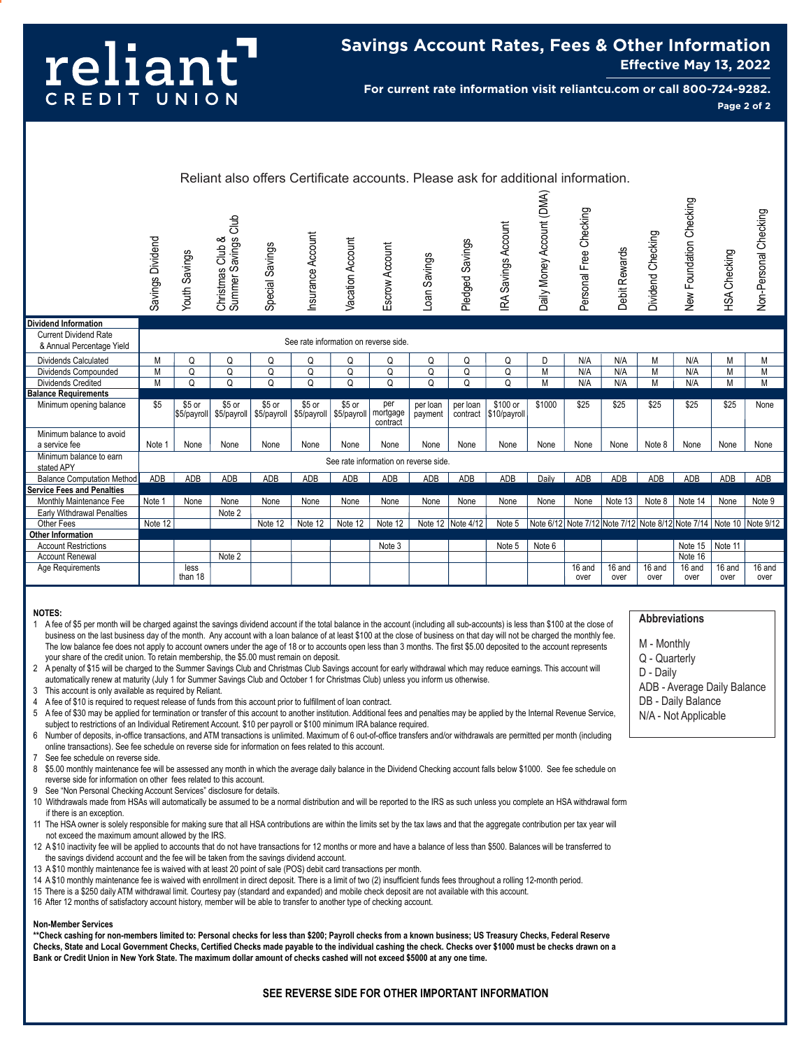# Savings Account Rates, Fees & Other Information

**Effective May 13, 2022**

**For current rate information visit reliantcu.com or call 800-724-9282.**

Reliant also offers Certificate accounts. Please ask for additional information.

| | Savings Dividend | Youth Savings | Christmas Club & Summer Savings Club | Special Savings | Insurance Account | Vacation Account | Escrow Account | Loan Savings | Pledged Savings | IRA Savings Account | Daily Money Account (DMA) | Personal Free Checking | Debit Rewards | Dividend Checking | New Foundation Checking | HSA Checking | Non-Personal Checking |
|---|---|---|---|---|---|---|---|---|---|---|---|---|---|---|---|---|---|
| **Dividend Information** | | | | | | | | | | | | | | | | | |
| Current Dividend Rate & Annual Percentage Yield | See rate information on reverse side. | | | | | | | | | | | | | | | | |
| Dividends Calculated | M | Q | Q | Q | Q | Q | Q | Q | Q | Q | D | N/A | N/A | M | N/A | M | M |
| Dividends Compounded | M | Q | Q | Q | Q | Q | Q | Q | Q | Q | M | N/A | N/A | M | N/A | M | M |
| Dividends Credited | M | Q | Q | Q | Q | Q | Q | Q | Q | Q | M | N/A | N/A | M | N/A | M | M |
| **Balance Requirements** | | | | | | | | | | | | | | | | | |
| Minimum opening balance | $5 | $5 or $5/payroll | $5 or $5/payroll | $5 or $5/payroll | $5 or $5/payroll | $5 or $5/payroll | per mortgage contract | per loan payment | per loan contract | $100 or $10/payroll | $1000 | $25 | $25 | $25 | $25 | $25 | None |
| Minimum balance to avoid a service fee | Note 1 | None | None | None | None | None | None | None | None | None | None | None | None | Note 8 | None | None | None |
| Minimum balance to earn stated APY | See rate information on reverse side. | | | | | | | | | | | | | | | | |
| Balance Computation Method | ADB | ADB | ADB | ADB | ADB | ADB | ADB | ADB | ADB | ADB | Daily | ADB | ADB | ADB | ADB | ADB | ADB |
| **Service Fees and Penalties** | | | | | | | | | | | | | | | | | |
| Monthly Maintenance Fee | Note 1 | None | None | None | None | None | None | None | None | None | None | None | Note 13 | Note 8 | Note 14 | None | Note 9 |
| Early Withdrawal Penalties | | | Note 2 | | | | | | | | | | | | | | |
| Other Fees | Note 12 | | | Note 12 | Note 12 | Note 12 | Note 12 | Note 12 | Note 4/12 | Note 5 | Note 6/12 | Note 7/12 | Note 7/12 | Note 8/12 | Note 7/14 | Note 10 | Note 9/12 |
| **Other Information** | | | | | | | | | | | | | | | | | |
| Account Restrictions | | | | | | | Note 3 | | | Note 5 | Note 6 | | | | Note 15 | Note 11 | |
| Account Renewal | | | Note 2 | | | | | | | | | | | | Note 16 | | |
| Age Requirements | | less than 18 | | | | | | | | | | 16 and over | 16 and over | 16 and over | 16 and over | 16 and over | 16 and over |

**Abbreviations**

- M - Monthly
- Q - Quarterly
- D - Daily
- ADB - Average Daily Balance
- DB - Daily Balance
- N/A - Not Applicable

**NOTES:**

1. A fee of $5 per month will be charged against the savings dividend account if the total balance in the account (including all sub-accounts) is less than $100 at the close of business on the last business day of the month. Any account with a loan balance of at least $100 at the close of business on that day will not be charged the monthly fee. The low balance fee does not apply to account owners under the age of 18 or to accounts open less than 3 months. The first $5.00 deposited to the account represents your share of the credit union. To retain membership, the $5.00 must remain on deposit.
2. A penalty of $15 will be charged to the Summer Savings Club and Christmas Club Savings account for early withdrawal which may reduce earnings. This account will automatically renew at maturity (July 1 for Summer Savings Club and October 1 for Christmas Club) unless you inform us otherwise.
3. This account is only available as required by Reliant.
4. A fee of $10 is required to request release of funds from this account prior to fulfillment of loan contract.
5. A fee of $30 may be applied for termination or transfer of this account to another institution. Additional fees and penalties may be applied by the Internal Revenue Service, subject to restrictions of an Individual Retirement Account. $10 per payroll or $100 minimum IRA balance required.
6. Number of deposits, in-office transactions, and ATM transactions is unlimited. Maximum of 6 out-of-office transfers and/or withdrawals are permitted per month (including online transactions). See fee schedule on reverse side for information on fees related to this account.
7. See fee schedule on reverse side.
8. $5.00 monthly maintenance fee will be assessed any month in which the average daily balance in the Dividend Checking account falls below $1000. See fee schedule on reverse side for information on other fees related to this account.
9. See "Non Personal Checking Account Services" disclosure for details.
10. Withdrawals made from HSAs will automatically be assumed to be a normal distribution and will be reported to the IRS as such unless you complete an HSA withdrawal form if there is an exception.
11. The HSA owner is solely responsible for making sure that all HSA contributions are within the limits set by the tax laws and that the aggregate contribution per tax year will not exceed the maximum amount allowed by the IRS.
12. A $10 inactivity fee will be applied to accounts that do not have transactions for 12 months or more and have a balance of less than $500. Balances will be transferred to the savings dividend account and the fee will be taken from the savings dividend account.
13. A $10 monthly maintenance fee is waived with at least 20 point of sale (POS) debit card transactions per month.
14. A $10 monthly maintenance fee is waived with enrollment in direct deposit. There is a limit of two (2) insufficient funds fees throughout a rolling 12-month period.
15. There is a $250 daily ATM withdrawal limit. Courtesy pay (standard and expanded) and mobile check deposit are not available with this account.
16. After 12 months of satisfactory account history, member will be able to transfer to another type of checking account.

**Non-Member Services**

**\*\*Check cashing for non-members limited to: Personal checks for less than $200; Payroll checks from a known business; US Treasury Checks, Federal Reserve Checks, State and Local Government Checks, Certified Checks made payable to the individual cashing the check. Checks over $1000 must be checks drawn on a Bank or Credit Union in New York State. The maximum dollar amount of checks cashed will not exceed $5000 at any one time.**

**SEE REVERSE SIDE FOR OTHER IMPORTANT INFORMATION**